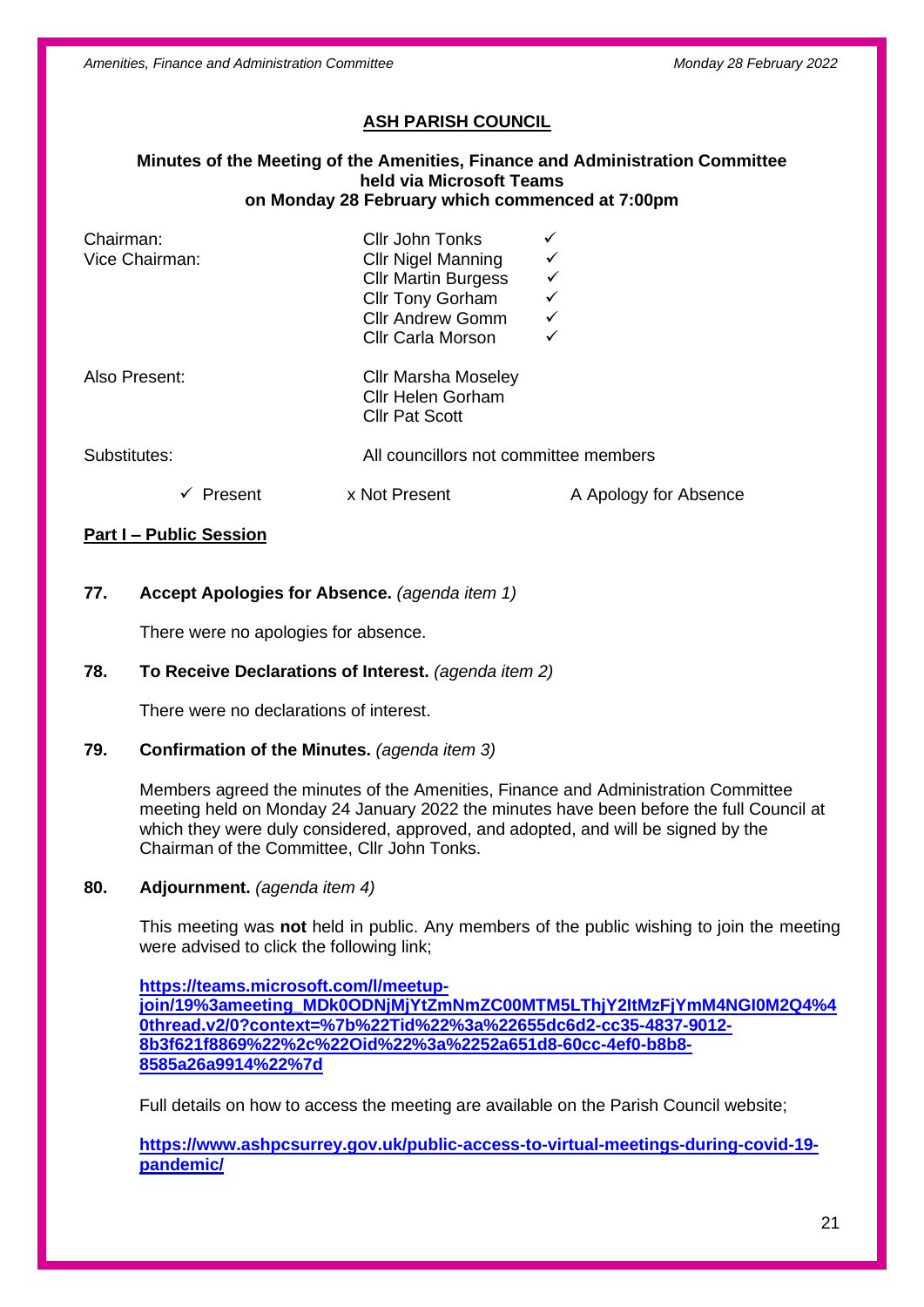## ASH PARISH COUNCIL

**Minutes of the Meeting of the Amenities, Finance and Administration Committee held via Microsoft Teams on Monday 28 February which commenced at 7:00pm**

| | | |
|---|---|---|
| Chairman: | Cllr John Tonks | ✓ |
| Vice Chairman: | Cllr Nigel Manning | ✓ |
| | Cllr Martin Burgess | ✓ |
| | Cllr Tony Gorham | ✓ |
| | Cllr Andrew Gomm | ✓ |
| | Cllr Carla Morson | ✓ |
| Also Present: | Cllr Marsha Moseley | |
| | Cllr Helen Gorham | |
| | Cllr Pat Scott | |
| Substitutes: | All councillors not committee members | |

✓ Present x Not Present A Apology for Absence

**Part I – Public Session**

**77. Accept Apologies for Absence.** *(agenda item 1)*

There were no apologies for absence.

**78. To Receive Declarations of Interest.** *(agenda item 2)*

There were no declarations of interest.

**79. Confirmation of the Minutes.** *(agenda item 3)*

Members agreed the minutes of the Amenities, Finance and Administration Committee meeting held on Monday 24 January 2022 the minutes have been before the full Council at which they were duly considered, approved, and adopted, and will be signed by the Chairman of the Committee, Cllr John Tonks.

**80. Adjournment.** *(agenda item 4)*

This meeting was **not** held in public. Any members of the public wishing to join the meeting were advised to click the following link;

**https://teams.microsoft.com/l/meetup-join/19%3ameeting_MDk0ODNjMjYtZmNmZC00MTM5LThjY2ItMzFjYmM4NGI0M2Q4%40thread.v2/0?context=%7b%22Tid%22%3a%22655dc6d2-cc35-4837-9012-8b3f621f8869%22%2c%22Oid%22%3a%2252a651d8-60cc-4ef0-b8b8-8585a26a9914%22%7d**

Full details on how to access the meeting are available on the Parish Council website;

**https://www.ashpcsurrey.gov.uk/public-access-to-virtual-meetings-during-covid-19-pandemic/**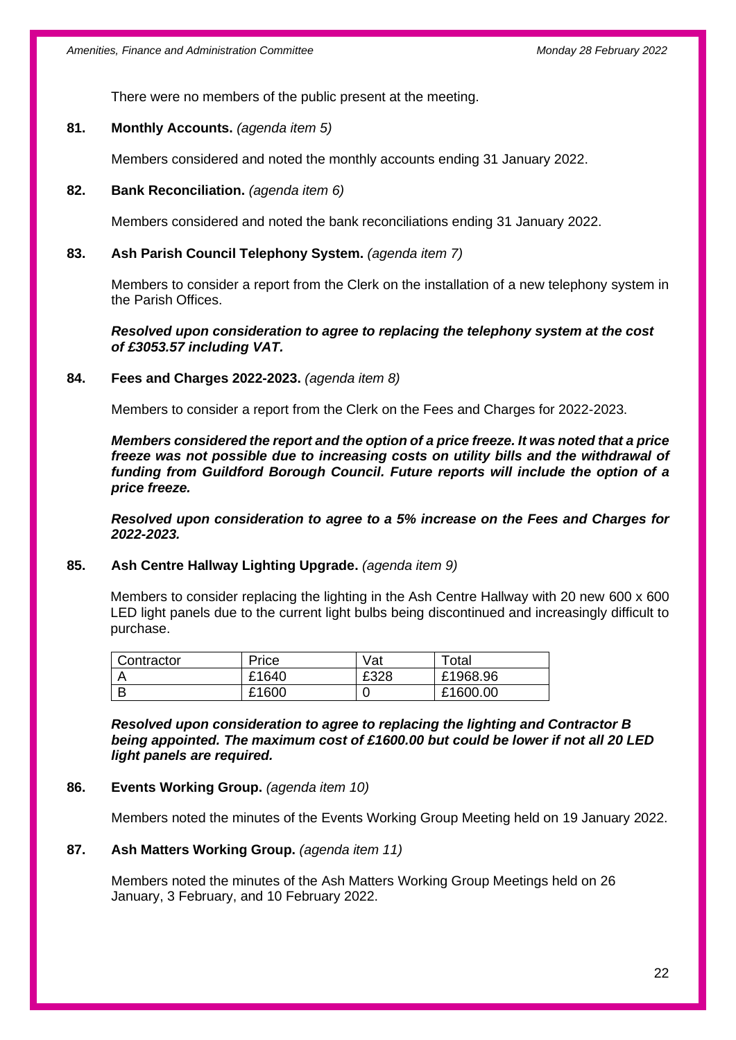There were no members of the public present at the meeting.

**81. Monthly Accounts.** *(agenda item 5)*

Members considered and noted the monthly accounts ending 31 January 2022.

**82. Bank Reconciliation.** *(agenda item 6)*

Members considered and noted the bank reconciliations ending 31 January 2022.

**83. Ash Parish Council Telephony System.** *(agenda item 7)*

Members to consider a report from the Clerk on the installation of a new telephony system in the Parish Offices.

***Resolved upon consideration to agree to replacing the telephony system at the cost of £3053.57 including VAT.***

**84. Fees and Charges 2022-2023.** *(agenda item 8)*

Members to consider a report from the Clerk on the Fees and Charges for 2022-2023.

***Members considered the report and the option of a price freeze. It was noted that a price freeze was not possible due to increasing costs on utility bills and the withdrawal of funding from Guildford Borough Council. Future reports will include the option of a price freeze.***

***Resolved upon consideration to agree to a 5% increase on the Fees and Charges for 2022-2023.***

**85. Ash Centre Hallway Lighting Upgrade.** *(agenda item 9)*

Members to consider replacing the lighting in the Ash Centre Hallway with 20 new 600 x 600 LED light panels due to the current light bulbs being discontinued and increasingly difficult to purchase.

| Contractor | Price | Vat | Total |
|---|---|---|---|
| A | £1640 | £328 | £1968.96 |
| B | £1600 | 0 | £1600.00 |

***Resolved upon consideration to agree to replacing the lighting and Contractor B being appointed. The maximum cost of £1600.00 but could be lower if not all 20 LED light panels are required.***

**86. Events Working Group.** *(agenda item 10)*

Members noted the minutes of the Events Working Group Meeting held on 19 January 2022.

**87. Ash Matters Working Group.** *(agenda item 11)*

Members noted the minutes of the Ash Matters Working Group Meetings held on 26 January, 3 February, and 10 February 2022.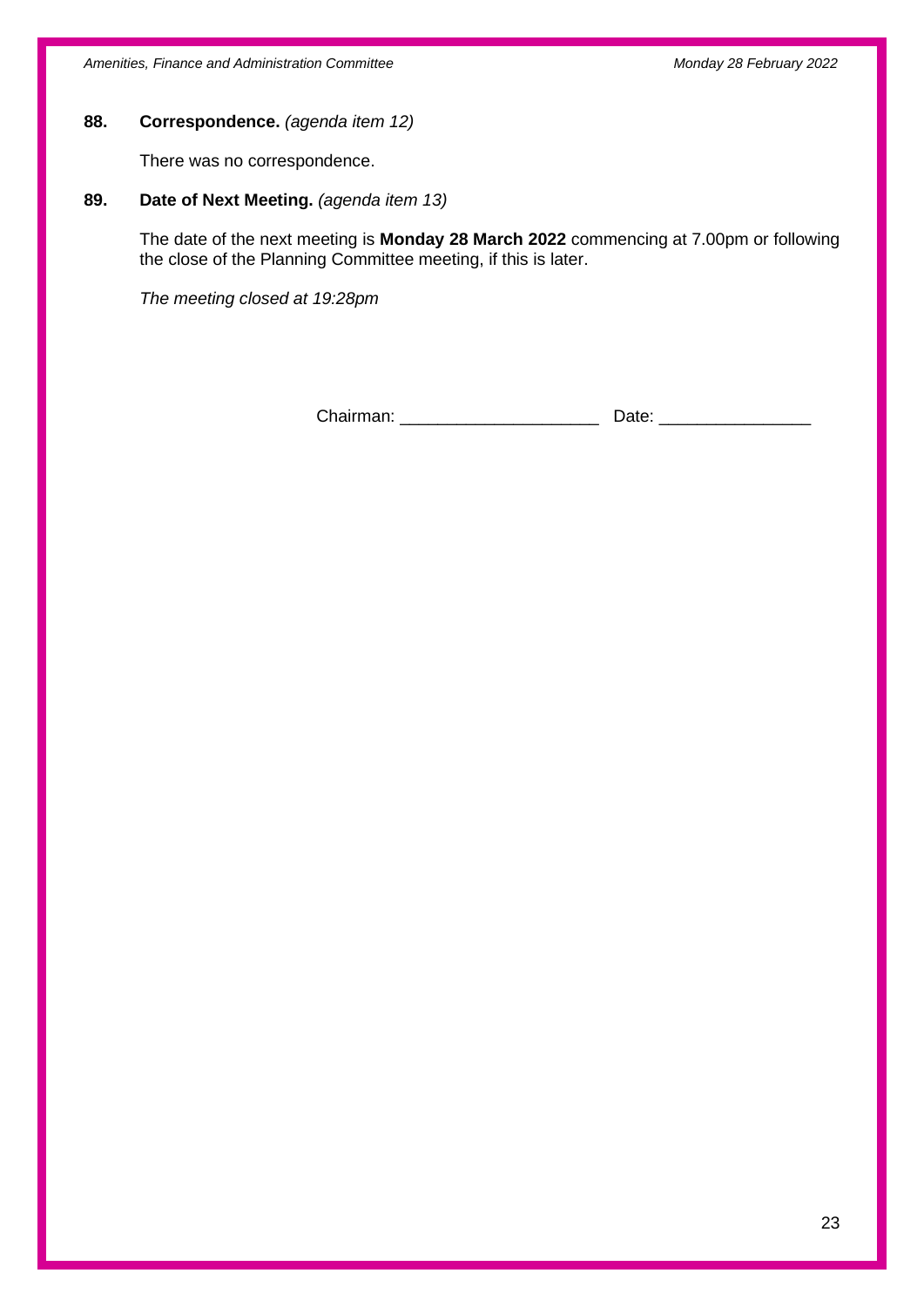**88. Correspondence.** *(agenda item 12)*

There was no correspondence.

**89. Date of Next Meeting.** *(agenda item 13)*

The date of the next meeting is **Monday 28 March 2022** commencing at 7.00pm or following the close of the Planning Committee meeting, if this is later.

*The meeting closed at 19:28pm*

Chairman: ____________________ Date: _______________